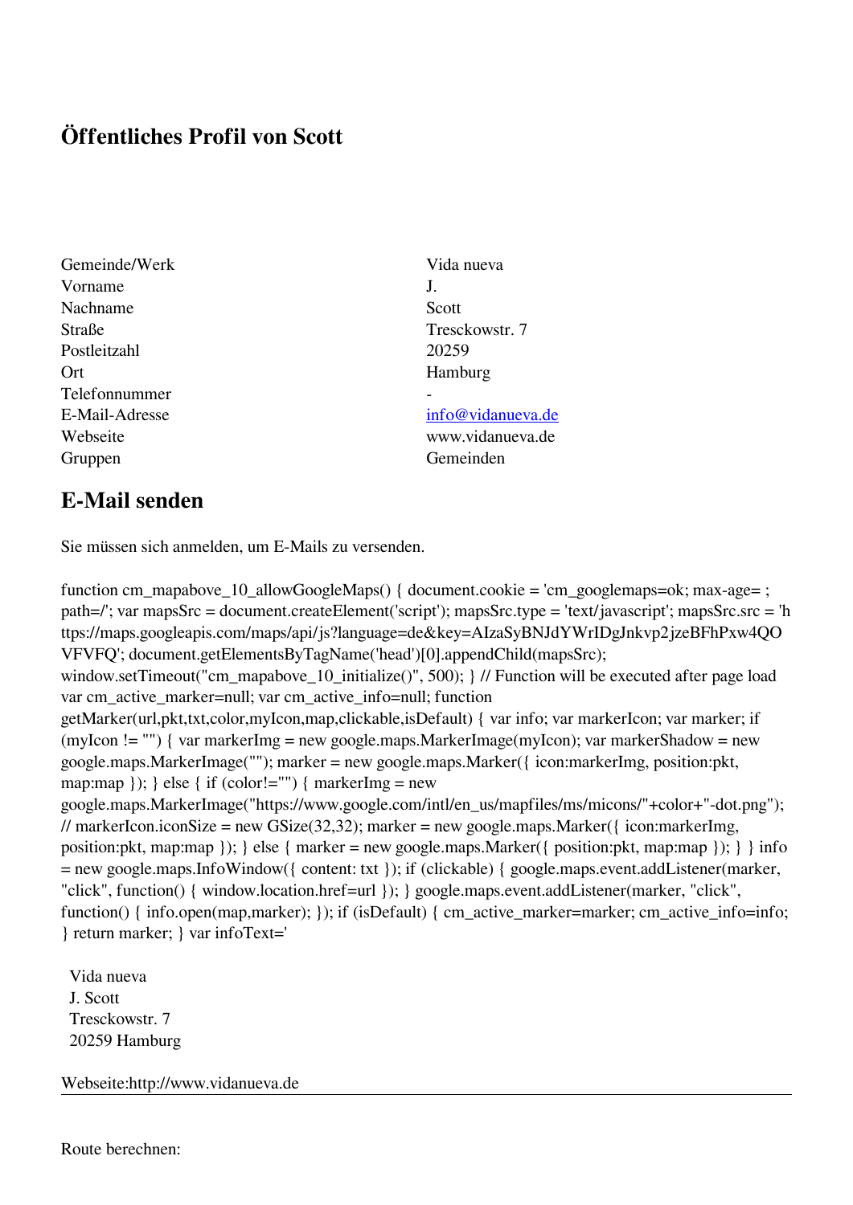# Öffentliches Profil von Scott

| | |
|---|---|
| Gemeinde/Werk | Vida nueva |
| Vorname | J. |
| Nachname | Scott |
| Straße | Tresckowstr. 7 |
| Postleitzahl | 20259 |
| Ort | Hamburg |
| Telefonnummer | - |
| E-Mail-Adresse | info@vidanueva.de |
| Webseite | www.vidanueva.de |
| Gruppen | Gemeinden |

## E-Mail senden

Sie müssen sich anmelden, um E-Mails zu versenden.

```
function cm_mapabove_10_allowGoogleMaps() { document.cookie = 'cm_googlemaps=ok; max-age= ; path=/'; var mapsSrc = document.createElement('script'); mapsSrc.type = 'text/javascript'; mapsSrc.src = 'https://maps.googleapis.com/maps/api/js?language=de&key=AIzaSyBNJdYWrIDgJnkvp2jzeBFhPxw4QOVFVFQ'; document.getElementsByTagName('head')[0].appendChild(mapsSrc); window.setTimeout("cm_mapabove_10_initialize()", 500); } // Function will be executed after page load var cm_active_marker=null; var cm_active_info=null; function getMarker(url,pkt,txt,color,myIcon,map,clickable,isDefault) { var info; var markerIcon; var marker; if (myIcon != "") { var markerImg = new google.maps.MarkerImage(myIcon); var markerShadow = new google.maps.MarkerImage(""); marker = new google.maps.Marker({ icon:markerImg, position:pkt, map:map }); } else { if (color!="") { markerImg = new google.maps.MarkerImage("https://www.google.com/intl/en_us/mapfiles/ms/micons/"+color+"-dot.png"); // markerIcon.iconSize = new GSize(32,32); marker = new google.maps.Marker({ icon:markerImg, position:pkt, map:map }); } else { marker = new google.maps.Marker({ position:pkt, map:map }); } } info = new google.maps.InfoWindow({ content: txt }); if (clickable) { google.maps.event.addListener(marker, "click", function() { window.location.href=url }); } google.maps.event.addListener(marker, "click", function() { info.open(map,marker); }); if (isDefault) { cm_active_marker=marker; cm_active_info=info; } return marker; } var infoText='
```

Vida nueva
J. Scott
Tresckowstr. 7
20259 Hamburg

Webseite:http://www.vidanueva.de

---

Route berechnen: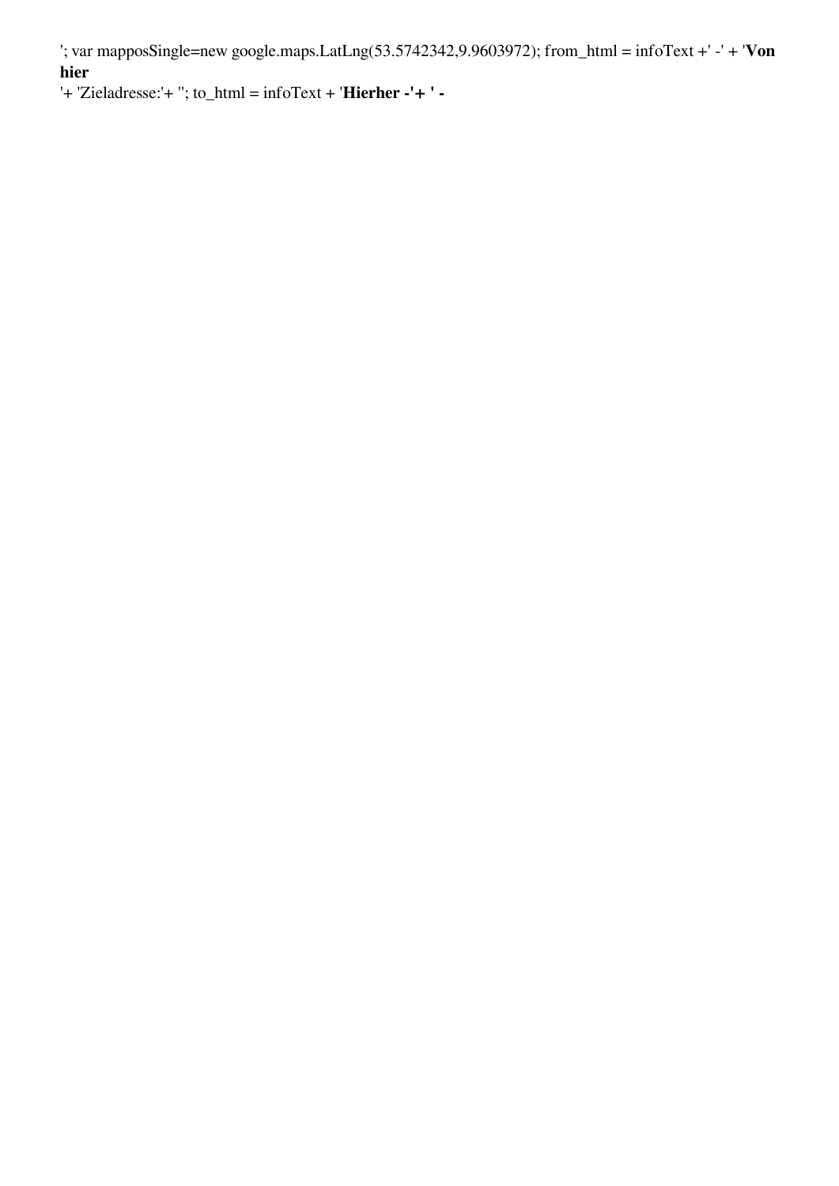'; var mapposSingle=new google.maps.LatLng(53.5742342,9.9603972); from_html = infoText +' -' + '**Von hier**

'+ 'Zieladresse:'+ ''; to_html = infoText + '**Hierher -'+ ' -**